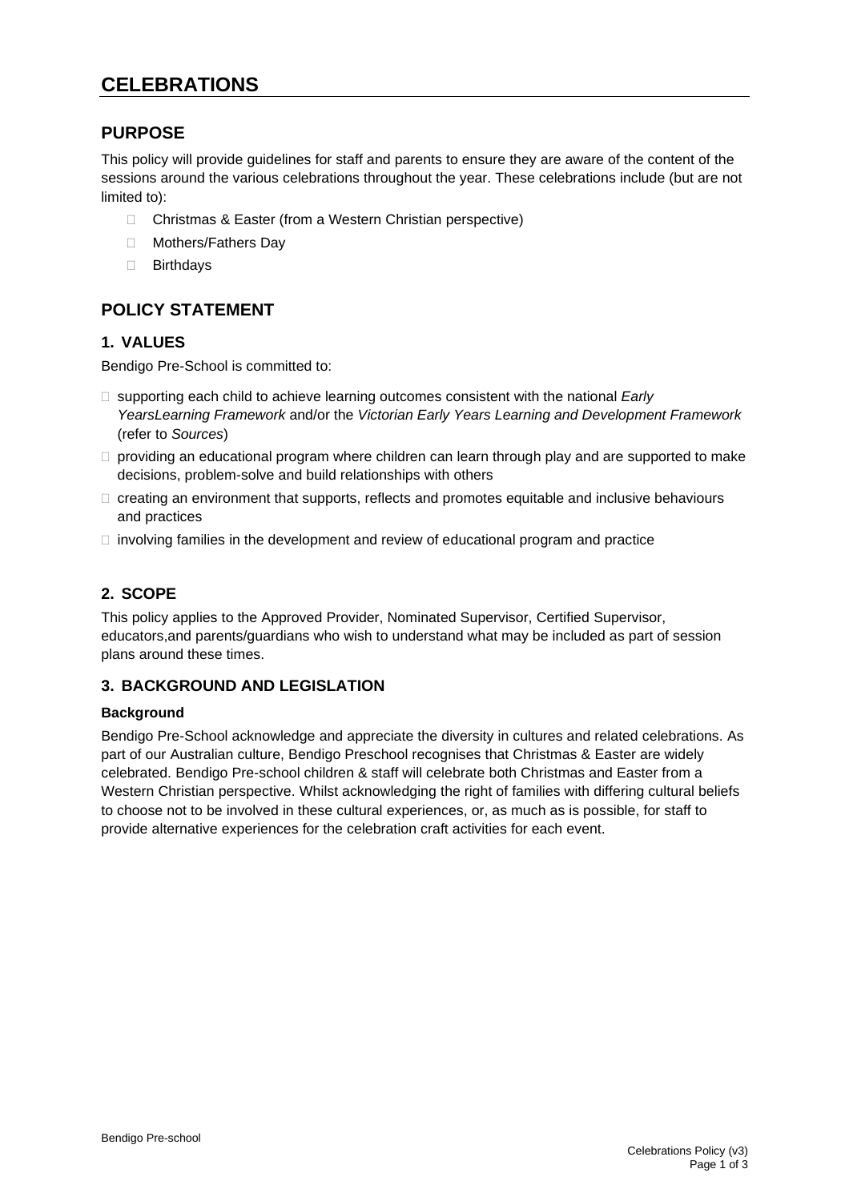# CELEBRATIONS

## PURPOSE

This policy will provide guidelines for staff and parents to ensure they are aware of the content of the sessions around the various celebrations throughout the year. These celebrations include (but are not limited to):

- Christmas & Easter (from a Western Christian perspective)
- Mothers/Fathers Day
- Birthdays

## POLICY STATEMENT

### 1. VALUES

Bendigo Pre-School is committed to:

- supporting each child to achieve learning outcomes consistent with the national *Early YearsLearning Framework* and/or the *Victorian Early Years Learning and Development Framework* (refer to *Sources*)
- providing an educational program where children can learn through play and are supported to make decisions, problem-solve and build relationships with others
- creating an environment that supports, reflects and promotes equitable and inclusive behaviours and practices
- involving families in the development and review of educational program and practice

### 2. SCOPE

This policy applies to the Approved Provider, Nominated Supervisor, Certified Supervisor, educators,and parents/guardians who wish to understand what may be included as part of session plans around these times.

### 3. BACKGROUND AND LEGISLATION

**Background**

Bendigo Pre-School acknowledge and appreciate the diversity in cultures and related celebrations. As part of our Australian culture, Bendigo Preschool recognises that Christmas & Easter are widely celebrated. Bendigo Pre-school children & staff will celebrate both Christmas and Easter from a Western Christian perspective. Whilst acknowledging the right of families with differing cultural beliefs to choose not to be involved in these cultural experiences, or, as much as is possible, for staff to provide alternative experiences for the celebration craft activities for each event.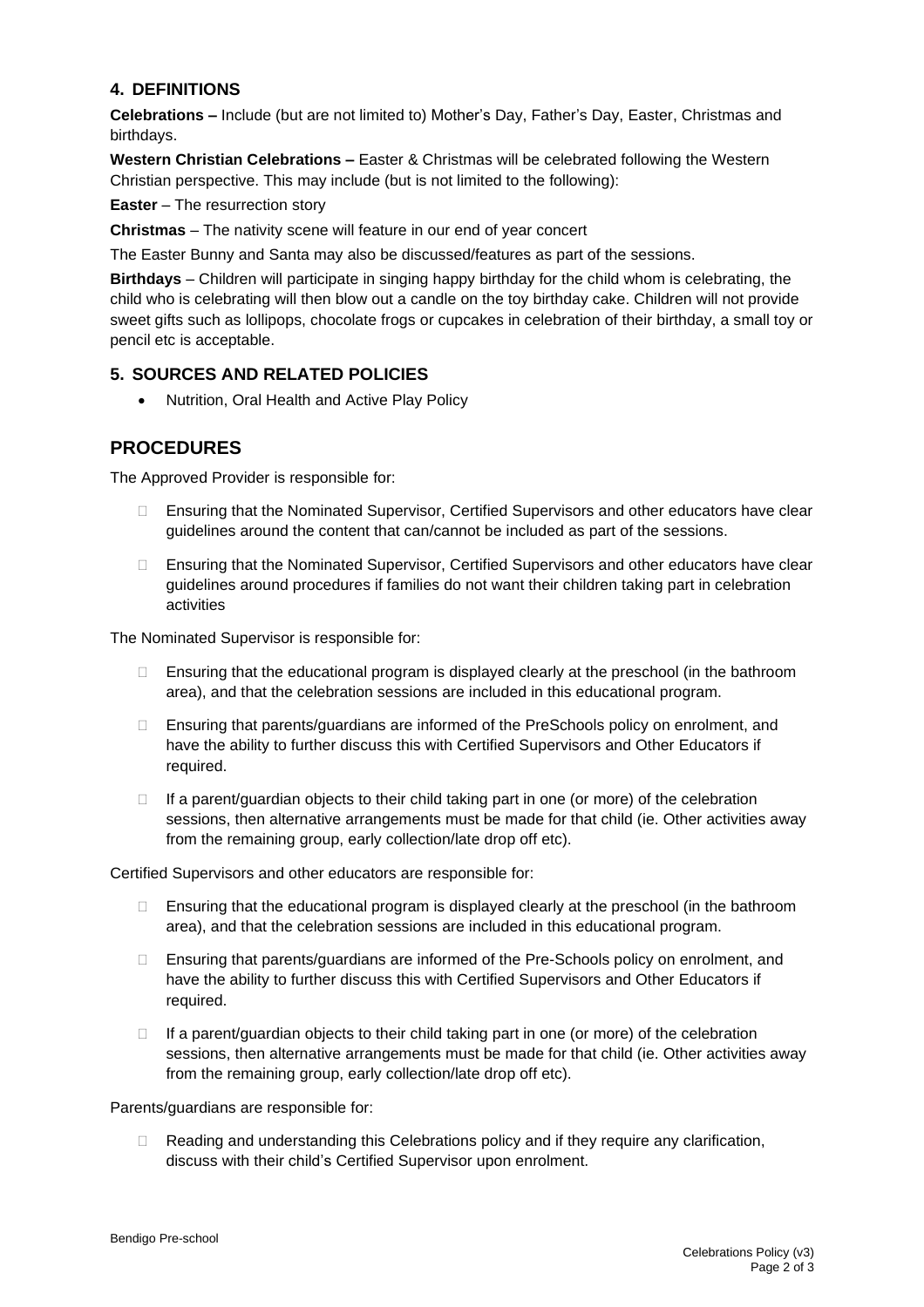## 4. DEFINITIONS

**Celebrations –** Include (but are not limited to) Mother's Day, Father's Day, Easter, Christmas and birthdays.

**Western Christian Celebrations –** Easter & Christmas will be celebrated following the Western Christian perspective. This may include (but is not limited to the following):

**Easter** – The resurrection story

**Christmas** – The nativity scene will feature in our end of year concert

The Easter Bunny and Santa may also be discussed/features as part of the sessions.

**Birthdays** – Children will participate in singing happy birthday for the child whom is celebrating, the child who is celebrating will then blow out a candle on the toy birthday cake. Children will not provide sweet gifts such as lollipops, chocolate frogs or cupcakes in celebration of their birthday, a small toy or pencil etc is acceptable.

## 5. SOURCES AND RELATED POLICIES

- Nutrition, Oral Health and Active Play Policy

# PROCEDURES

The Approved Provider is responsible for:

- Ensuring that the Nominated Supervisor, Certified Supervisors and other educators have clear guidelines around the content that can/cannot be included as part of the sessions.
- Ensuring that the Nominated Supervisor, Certified Supervisors and other educators have clear guidelines around procedures if families do not want their children taking part in celebration activities

The Nominated Supervisor is responsible for:

- Ensuring that the educational program is displayed clearly at the preschool (in the bathroom area), and that the celebration sessions are included in this educational program.
- Ensuring that parents/guardians are informed of the PreSchools policy on enrolment, and have the ability to further discuss this with Certified Supervisors and Other Educators if required.
- If a parent/guardian objects to their child taking part in one (or more) of the celebration sessions, then alternative arrangements must be made for that child (ie. Other activities away from the remaining group, early collection/late drop off etc).

Certified Supervisors and other educators are responsible for:

- Ensuring that the educational program is displayed clearly at the preschool (in the bathroom area), and that the celebration sessions are included in this educational program.
- Ensuring that parents/guardians are informed of the Pre-Schools policy on enrolment, and have the ability to further discuss this with Certified Supervisors and Other Educators if required.
- If a parent/guardian objects to their child taking part in one (or more) of the celebration sessions, then alternative arrangements must be made for that child (ie. Other activities away from the remaining group, early collection/late drop off etc).

Parents/guardians are responsible for:

- Reading and understanding this Celebrations policy and if they require any clarification, discuss with their child's Certified Supervisor upon enrolment.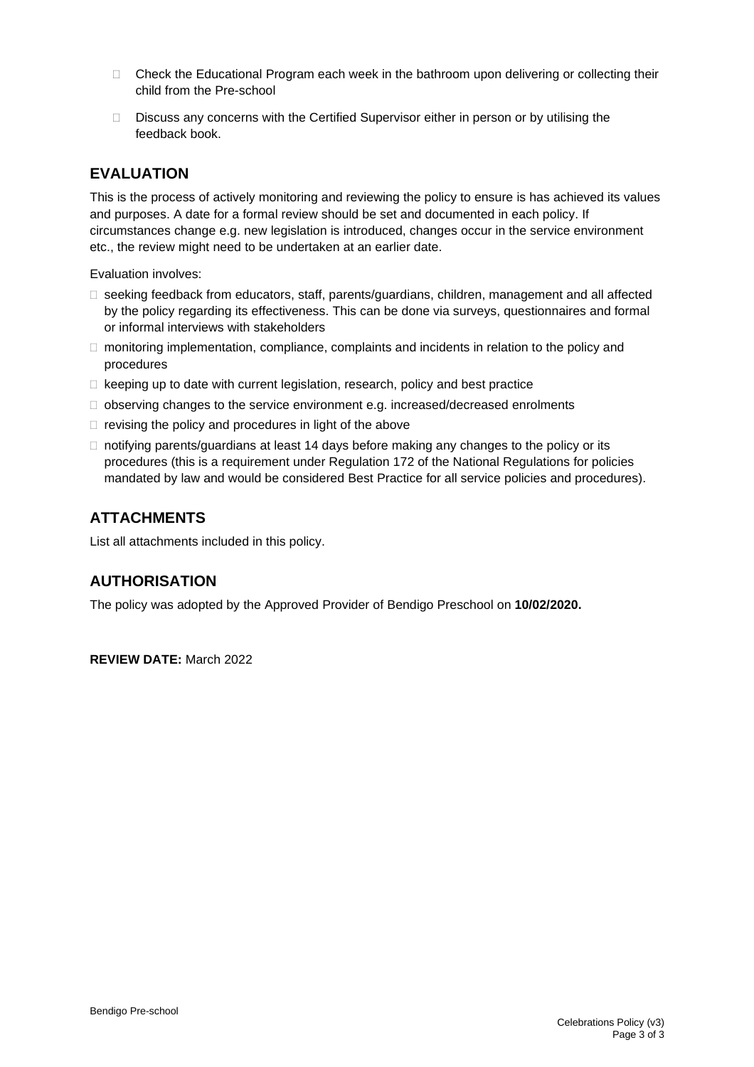- Check the Educational Program each week in the bathroom upon delivering or collecting their child from the Pre-school
- Discuss any concerns with the Certified Supervisor either in person or by utilising the feedback book.

## EVALUATION

This is the process of actively monitoring and reviewing the policy to ensure is has achieved its values and purposes. A date for a formal review should be set and documented in each policy. If circumstances change e.g. new legislation is introduced, changes occur in the service environment etc., the review might need to be undertaken at an earlier date.

Evaluation involves:

- seeking feedback from educators, staff, parents/guardians, children, management and all affected by the policy regarding its effectiveness. This can be done via surveys, questionnaires and formal or informal interviews with stakeholders
- monitoring implementation, compliance, complaints and incidents in relation to the policy and procedures
- keeping up to date with current legislation, research, policy and best practice
- observing changes to the service environment e.g. increased/decreased enrolments
- revising the policy and procedures in light of the above
- notifying parents/guardians at least 14 days before making any changes to the policy or its procedures (this is a requirement under Regulation 172 of the National Regulations for policies mandated by law and would be considered Best Practice for all service policies and procedures).

## ATTACHMENTS

List all attachments included in this policy.

## AUTHORISATION

The policy was adopted by the Approved Provider of Bendigo Preschool on **10/02/2020.**

**REVIEW DATE:** March 2022